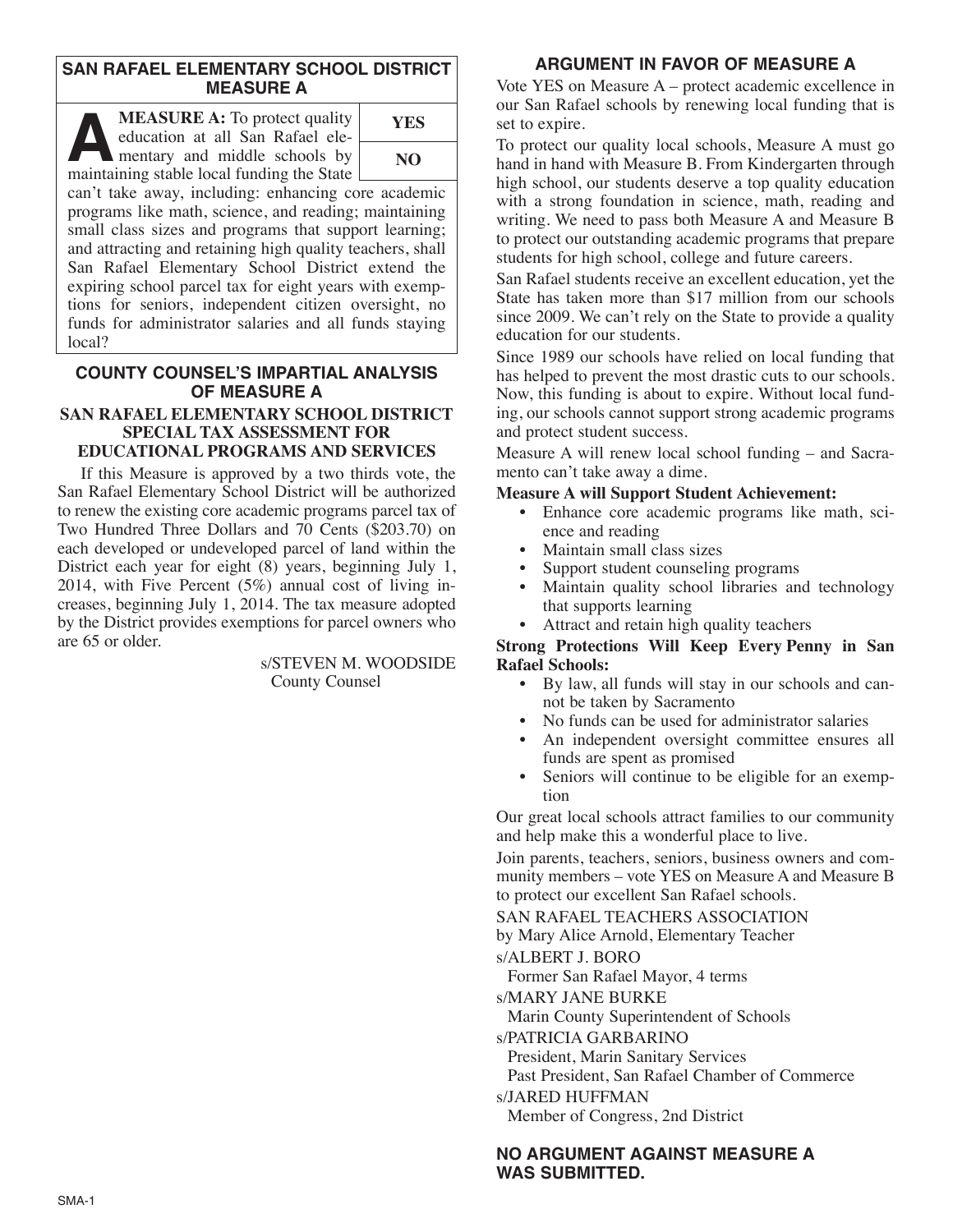## SAN RAFAEL ELEMENTARY SCHOOL DISTRICT MEASURE A

| **MEASURE A:** To protect quality education at all San Rafael elementary and middle schools by maintaining stable local funding the State can't take away, including: enhancing core academic programs like math, science, and reading; maintaining small class sizes and programs that support learning; and attracting and retaining high quality teachers, shall San Rafael Elementary School District extend the expiring school parcel tax for eight years with exemptions for seniors, independent citizen oversight, no funds for administrator salaries and all funds staying local? | **YES** |
|---|---|
| | **NO** |

### COUNTY COUNSEL'S IMPARTIAL ANALYSIS OF MEASURE A

#### SAN RAFAEL ELEMENTARY SCHOOL DISTRICT SPECIAL TAX ASSESSMENT FOR EDUCATIONAL PROGRAMS AND SERVICES

If this Measure is approved by a two thirds vote, the San Rafael Elementary School District will be authorized to renew the existing core academic programs parcel tax of Two Hundred Three Dollars and 70 Cents ($203.70) on each developed or undeveloped parcel of land within the District each year for eight (8) years, beginning July 1, 2014, with Five Percent (5%) annual cost of living increases, beginning July 1, 2014. The tax measure adopted by the District provides exemptions for parcel owners who are 65 or older.

s/STEVEN M. WOODSIDE
County Counsel

### ARGUMENT IN FAVOR OF MEASURE A

Vote YES on Measure A – protect academic excellence in our San Rafael schools by renewing local funding that is set to expire.

To protect our quality local schools, Measure A must go hand in hand with Measure B. From Kindergarten through high school, our students deserve a top quality education with a strong foundation in science, math, reading and writing. We need to pass both Measure A and Measure B to protect our outstanding academic programs that prepare students for high school, college and future careers.

San Rafael students receive an excellent education, yet the State has taken more than $17 million from our schools since 2009. We can't rely on the State to provide a quality education for our students.

Since 1989 our schools have relied on local funding that has helped to prevent the most drastic cuts to our schools. Now, this funding is about to expire. Without local funding, our schools cannot support strong academic programs and protect student success.

Measure A will renew local school funding – and Sacramento can't take away a dime.

**Measure A will Support Student Achievement:**

- Enhance core academic programs like math, science and reading
- Maintain small class sizes
- Support student counseling programs
- Maintain quality school libraries and technology that supports learning
- Attract and retain high quality teachers

**Strong Protections Will Keep Every Penny in San Rafael Schools:**

- By law, all funds will stay in our schools and cannot be taken by Sacramento
- No funds can be used for administrator salaries
- An independent oversight committee ensures all funds are spent as promised
- Seniors will continue to be eligible for an exemption

Our great local schools attract families to our community and help make this a wonderful place to live.

Join parents, teachers, seniors, business owners and community members – vote YES on Measure A and Measure B to protect our excellent San Rafael schools.

SAN RAFAEL TEACHERS ASSOCIATION
by Mary Alice Arnold, Elementary Teacher

s/ALBERT J. BORO
Former San Rafael Mayor, 4 terms

s/MARY JANE BURKE
Marin County Superintendent of Schools

s/PATRICIA GARBARINO
President, Marin Sanitary Services
Past President, San Rafael Chamber of Commerce

s/JARED HUFFMAN
Member of Congress, 2nd District

### NO ARGUMENT AGAINST MEASURE A WAS SUBMITTED.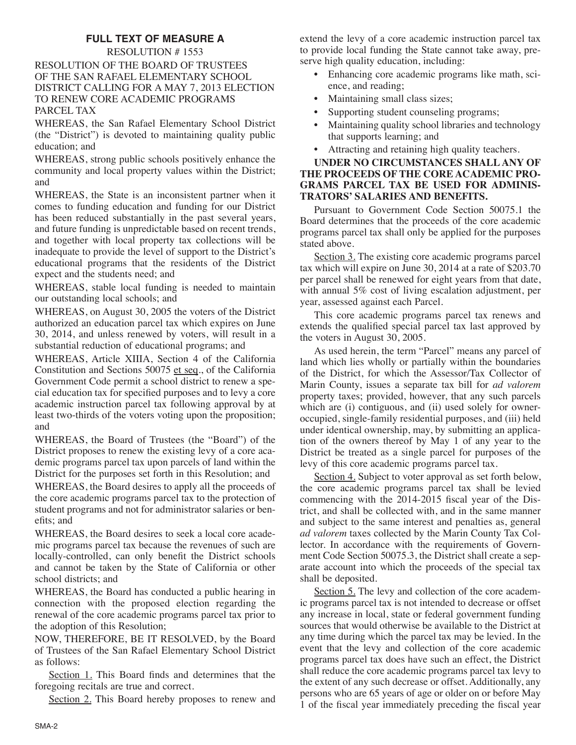## FULL TEXT OF MEASURE A

RESOLUTION # 1553

RESOLUTION OF THE BOARD OF TRUSTEES OF THE SAN RAFAEL ELEMENTARY SCHOOL DISTRICT CALLING FOR A MAY 7, 2013 ELECTION TO RENEW CORE ACADEMIC PROGRAMS PARCEL TAX

WHEREAS, the San Rafael Elementary School District (the "District") is devoted to maintaining quality public education; and

WHEREAS, strong public schools positively enhance the community and local property values within the District; and

WHEREAS, the State is an inconsistent partner when it comes to funding education and funding for our District has been reduced substantially in the past several years, and future funding is unpredictable based on recent trends, and together with local property tax collections will be inadequate to provide the level of support to the District's educational programs that the residents of the District expect and the students need; and

WHEREAS, stable local funding is needed to maintain our outstanding local schools; and

WHEREAS, on August 30, 2005 the voters of the District authorized an education parcel tax which expires on June 30, 2014, and unless renewed by voters, will result in a substantial reduction of educational programs; and

WHEREAS, Article XIIIA, Section 4 of the California Constitution and Sections 50075 et seq., of the California Government Code permit a school district to renew a special education tax for specified purposes and to levy a core academic instruction parcel tax following approval by at least two-thirds of the voters voting upon the proposition; and

WHEREAS, the Board of Trustees (the "Board") of the District proposes to renew the existing levy of a core academic programs parcel tax upon parcels of land within the District for the purposes set forth in this Resolution; and

WHEREAS, the Board desires to apply all the proceeds of the core academic programs parcel tax to the protection of student programs and not for administrator salaries or benefits; and

WHEREAS, the Board desires to seek a local core academic programs parcel tax because the revenues of such are locally-controlled, can only benefit the District schools and cannot be taken by the State of California or other school districts; and

WHEREAS, the Board has conducted a public hearing in connection with the proposed election regarding the renewal of the core academic programs parcel tax prior to the adoption of this Resolution;

NOW, THEREFORE, BE IT RESOLVED, by the Board of Trustees of the San Rafael Elementary School District as follows:

Section 1. This Board finds and determines that the foregoing recitals are true and correct.

Section 2. This Board hereby proposes to renew and extend the levy of a core academic instruction parcel tax to provide local funding the State cannot take away, preserve high quality education, including:

- Enhancing core academic programs like math, science, and reading;
- Maintaining small class sizes;
- Supporting student counseling programs;
- Maintaining quality school libraries and technology that supports learning; and
- Attracting and retaining high quality teachers.

**UNDER NO CIRCUMSTANCES SHALL ANY OF THE PROCEEDS OF THE CORE ACADEMIC PROGRAMS PARCEL TAX BE USED FOR ADMINISTRATORS' SALARIES AND BENEFITS.**

Pursuant to Government Code Section 50075.1 the Board determines that the proceeds of the core academic programs parcel tax shall only be applied for the purposes stated above.

Section 3. The existing core academic programs parcel tax which will expire on June 30, 2014 at a rate of $203.70 per parcel shall be renewed for eight years from that date, with annual 5% cost of living escalation adjustment, per year, assessed against each Parcel.

This core academic programs parcel tax renews and extends the qualified special parcel tax last approved by the voters in August 30, 2005.

As used herein, the term "Parcel" means any parcel of land which lies wholly or partially within the boundaries of the District, for which the Assessor/Tax Collector of Marin County, issues a separate tax bill for *ad valorem* property taxes; provided, however, that any such parcels which are (i) contiguous, and (ii) used solely for owner-occupied, single-family residential purposes, and (iii) held under identical ownership, may, by submitting an application of the owners thereof by May 1 of any year to the District be treated as a single parcel for purposes of the levy of this core academic programs parcel tax.

Section 4. Subject to voter approval as set forth below, the core academic programs parcel tax shall be levied commencing with the 2014-2015 fiscal year of the District, and shall be collected with, and in the same manner and subject to the same interest and penalties as, general *ad valorem* taxes collected by the Marin County Tax Collector. In accordance with the requirements of Government Code Section 50075.3, the District shall create a separate account into which the proceeds of the special tax shall be deposited.

Section 5. The levy and collection of the core academic programs parcel tax is not intended to decrease or offset any increase in local, state or federal government funding sources that would otherwise be available to the District at any time during which the parcel tax may be levied. In the event that the levy and collection of the core academic programs parcel tax does have such an effect, the District shall reduce the core academic programs parcel tax levy to the extent of any such decrease or offset. Additionally, any persons who are 65 years of age or older on or before May 1 of the fiscal year immediately preceding the fiscal year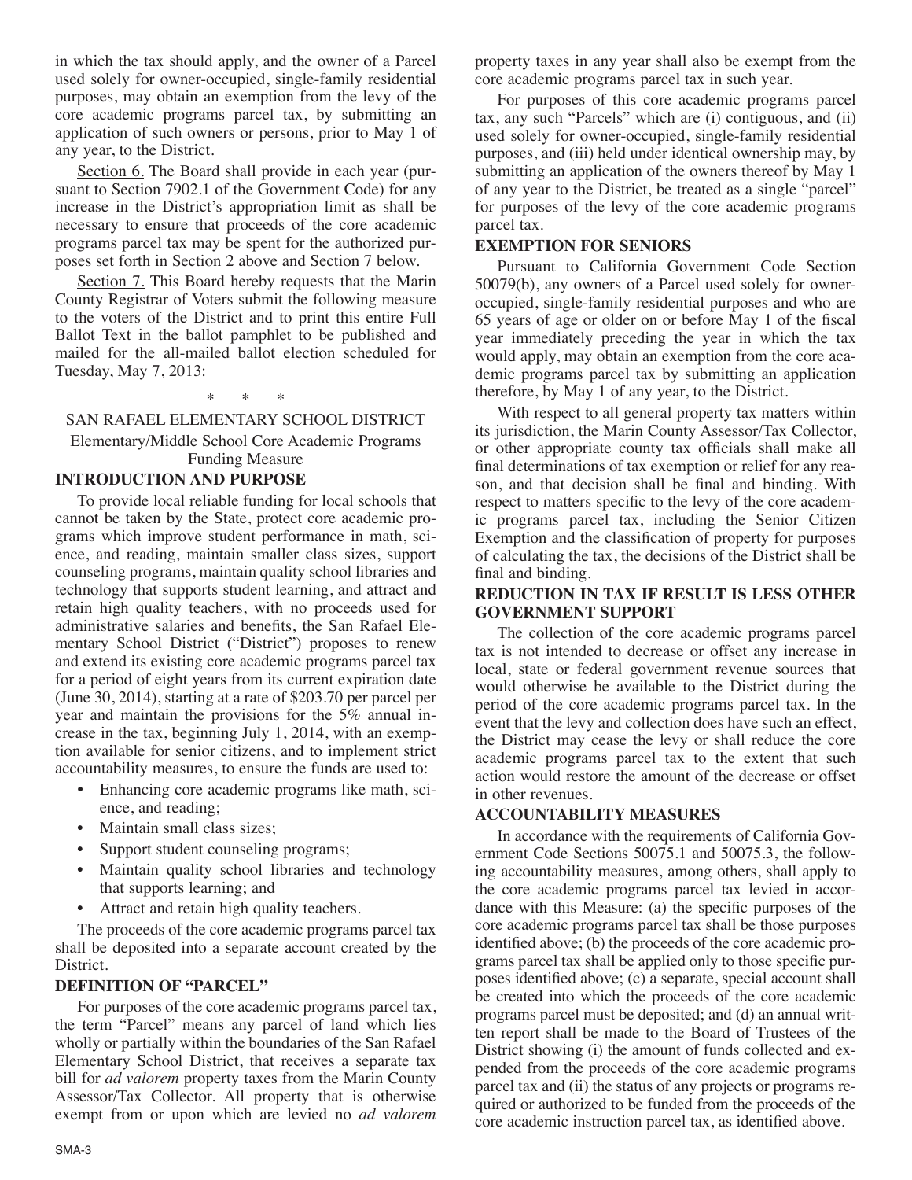in which the tax should apply, and the owner of a Parcel used solely for owner-occupied, single-family residential purposes, may obtain an exemption from the levy of the core academic programs parcel tax, by submitting an application of such owners or persons, prior to May 1 of any year, to the District.

Section 6. The Board shall provide in each year (pursuant to Section 7902.1 of the Government Code) for any increase in the District's appropriation limit as shall be necessary to ensure that proceeds of the core academic programs parcel tax may be spent for the authorized purposes set forth in Section 2 above and Section 7 below.

Section 7. This Board hereby requests that the Marin County Registrar of Voters submit the following measure to the voters of the District and to print this entire Full Ballot Text in the ballot pamphlet to be published and mailed for the all-mailed ballot election scheduled for Tuesday, May 7, 2013:

\* \* \*

SAN RAFAEL ELEMENTARY SCHOOL DISTRICT

Elementary/Middle School Core Academic Programs Funding Measure

**INTRODUCTION AND PURPOSE**

To provide local reliable funding for local schools that cannot be taken by the State, protect core academic programs which improve student performance in math, science, and reading, maintain smaller class sizes, support counseling programs, maintain quality school libraries and technology that supports student learning, and attract and retain high quality teachers, with no proceeds used for administrative salaries and benefits, the San Rafael Elementary School District ("District") proposes to renew and extend its existing core academic programs parcel tax for a period of eight years from its current expiration date (June 30, 2014), starting at a rate of $203.70 per parcel per year and maintain the provisions for the 5% annual increase in the tax, beginning July 1, 2014, with an exemption available for senior citizens, and to implement strict accountability measures, to ensure the funds are used to:

- Enhancing core academic programs like math, science, and reading;
- Maintain small class sizes;
- Support student counseling programs;
- Maintain quality school libraries and technology that supports learning; and
- Attract and retain high quality teachers.

The proceeds of the core academic programs parcel tax shall be deposited into a separate account created by the District.

**DEFINITION OF "PARCEL"**

For purposes of the core academic programs parcel tax, the term "Parcel" means any parcel of land which lies wholly or partially within the boundaries of the San Rafael Elementary School District, that receives a separate tax bill for *ad valorem* property taxes from the Marin County Assessor/Tax Collector. All property that is otherwise exempt from or upon which are levied no *ad valorem* property taxes in any year shall also be exempt from the core academic programs parcel tax in such year.

For purposes of this core academic programs parcel tax, any such "Parcels" which are (i) contiguous, and (ii) used solely for owner-occupied, single-family residential purposes, and (iii) held under identical ownership may, by submitting an application of the owners thereof by May 1 of any year to the District, be treated as a single "parcel" for purposes of the levy of the core academic programs parcel tax.

**EXEMPTION FOR SENIORS**

Pursuant to California Government Code Section 50079(b), any owners of a Parcel used solely for owner-occupied, single-family residential purposes and who are 65 years of age or older on or before May 1 of the fiscal year immediately preceding the year in which the tax would apply, may obtain an exemption from the core academic programs parcel tax by submitting an application therefore, by May 1 of any year, to the District.

With respect to all general property tax matters within its jurisdiction, the Marin County Assessor/Tax Collector, or other appropriate county tax officials shall make all final determinations of tax exemption or relief for any reason, and that decision shall be final and binding. With respect to matters specific to the levy of the core academic programs parcel tax, including the Senior Citizen Exemption and the classification of property for purposes of calculating the tax, the decisions of the District shall be final and binding.

**REDUCTION IN TAX IF RESULT IS LESS OTHER GOVERNMENT SUPPORT**

The collection of the core academic programs parcel tax is not intended to decrease or offset any increase in local, state or federal government revenue sources that would otherwise be available to the District during the period of the core academic programs parcel tax. In the event that the levy and collection does have such an effect, the District may cease the levy or shall reduce the core academic programs parcel tax to the extent that such action would restore the amount of the decrease or offset in other revenues.

**ACCOUNTABILITY MEASURES**

In accordance with the requirements of California Government Code Sections 50075.1 and 50075.3, the following accountability measures, among others, shall apply to the core academic programs parcel tax levied in accordance with this Measure: (a) the specific purposes of the core academic programs parcel tax shall be those purposes identified above; (b) the proceeds of the core academic programs parcel tax shall be applied only to those specific purposes identified above; (c) a separate, special account shall be created into which the proceeds of the core academic programs parcel must be deposited; and (d) an annual written report shall be made to the Board of Trustees of the District showing (i) the amount of funds collected and expended from the proceeds of the core academic programs parcel tax and (ii) the status of any projects or programs required or authorized to be funded from the proceeds of the core academic instruction parcel tax, as identified above.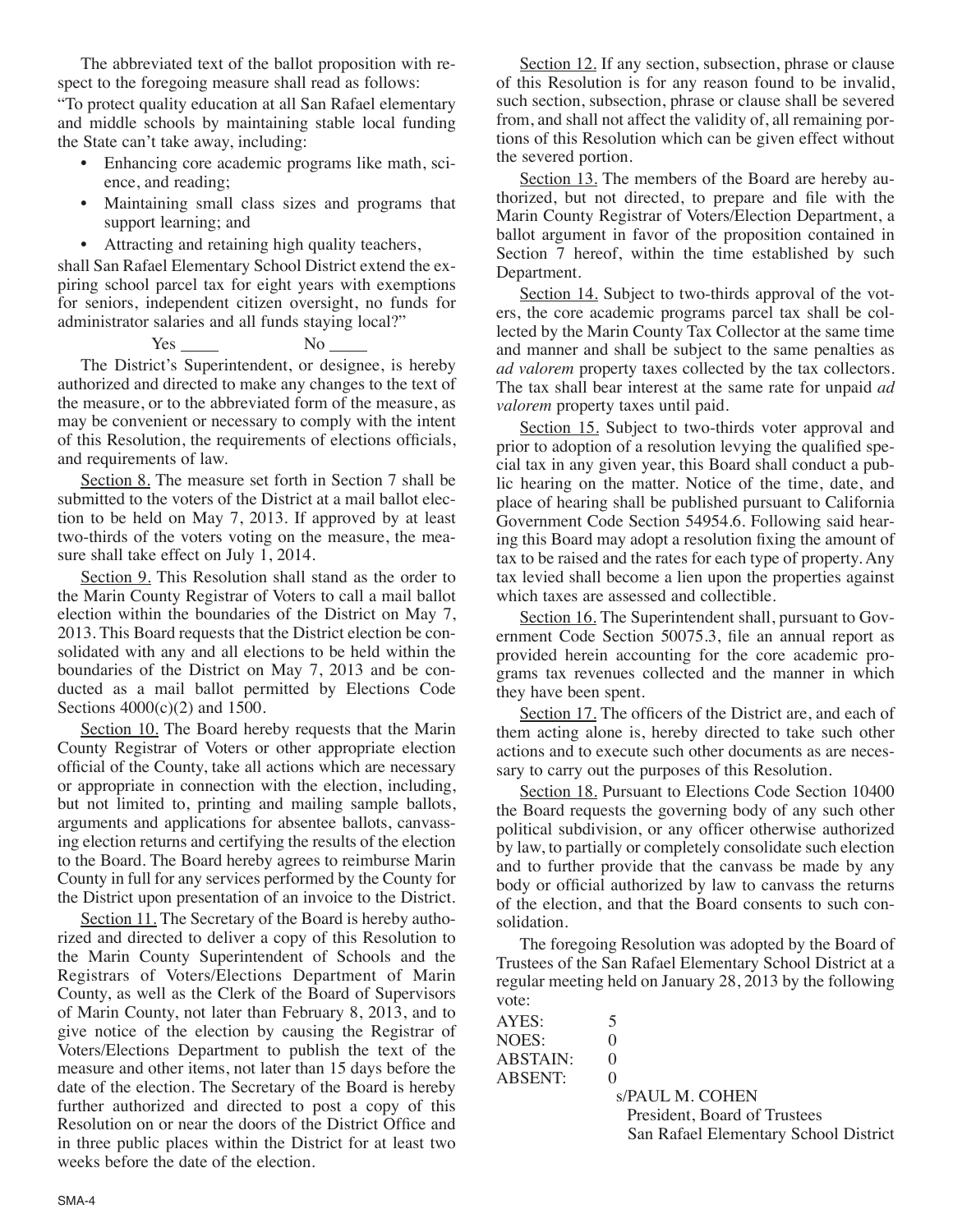The abbreviated text of the ballot proposition with respect to the foregoing measure shall read as follows:

"To protect quality education at all San Rafael elementary and middle schools by maintaining stable local funding the State can't take away, including:

- Enhancing core academic programs like math, science, and reading;
- Maintaining small class sizes and programs that support learning; and
- Attracting and retaining high quality teachers,

shall San Rafael Elementary School District extend the expiring school parcel tax for eight years with exemptions for seniors, independent citizen oversight, no funds for administrator salaries and all funds staying local?"

Yes ____ No ____

The District's Superintendent, or designee, is hereby authorized and directed to make any changes to the text of the measure, or to the abbreviated form of the measure, as may be convenient or necessary to comply with the intent of this Resolution, the requirements of elections officials, and requirements of law.

Section 8. The measure set forth in Section 7 shall be submitted to the voters of the District at a mail ballot election to be held on May 7, 2013. If approved by at least two-thirds of the voters voting on the measure, the measure shall take effect on July 1, 2014.

Section 9. This Resolution shall stand as the order to the Marin County Registrar of Voters to call a mail ballot election within the boundaries of the District on May 7, 2013. This Board requests that the District election be consolidated with any and all elections to be held within the boundaries of the District on May 7, 2013 and be conducted as a mail ballot permitted by Elections Code Sections 4000(c)(2) and 1500.

Section 10. The Board hereby requests that the Marin County Registrar of Voters or other appropriate election official of the County, take all actions which are necessary or appropriate in connection with the election, including, but not limited to, printing and mailing sample ballots, arguments and applications for absentee ballots, canvassing election returns and certifying the results of the election to the Board. The Board hereby agrees to reimburse Marin County in full for any services performed by the County for the District upon presentation of an invoice to the District.

Section 11. The Secretary of the Board is hereby authorized and directed to deliver a copy of this Resolution to the Marin County Superintendent of Schools and the Registrars of Voters/Elections Department of Marin County, as well as the Clerk of the Board of Supervisors of Marin County, not later than February 8, 2013, and to give notice of the election by causing the Registrar of Voters/Elections Department to publish the text of the measure and other items, not later than 15 days before the date of the election. The Secretary of the Board is hereby further authorized and directed to post a copy of this Resolution on or near the doors of the District Office and in three public places within the District for at least two weeks before the date of the election.

Section 12. If any section, subsection, phrase or clause of this Resolution is for any reason found to be invalid, such section, subsection, phrase or clause shall be severed from, and shall not affect the validity of, all remaining portions of this Resolution which can be given effect without the severed portion.

Section 13. The members of the Board are hereby authorized, but not directed, to prepare and file with the Marin County Registrar of Voters/Election Department, a ballot argument in favor of the proposition contained in Section 7 hereof, within the time established by such Department.

Section 14. Subject to two-thirds approval of the voters, the core academic programs parcel tax shall be collected by the Marin County Tax Collector at the same time and manner and shall be subject to the same penalties as *ad valorem* property taxes collected by the tax collectors. The tax shall bear interest at the same rate for unpaid *ad valorem* property taxes until paid.

Section 15. Subject to two-thirds voter approval and prior to adoption of a resolution levying the qualified special tax in any given year, this Board shall conduct a public hearing on the matter. Notice of the time, date, and place of hearing shall be published pursuant to California Government Code Section 54954.6. Following said hearing this Board may adopt a resolution fixing the amount of tax to be raised and the rates for each type of property. Any tax levied shall become a lien upon the properties against which taxes are assessed and collectible.

Section 16. The Superintendent shall, pursuant to Government Code Section 50075.3, file an annual report as provided herein accounting for the core academic programs tax revenues collected and the manner in which they have been spent.

Section 17. The officers of the District are, and each of them acting alone is, hereby directed to take such other actions and to execute such other documents as are necessary to carry out the purposes of this Resolution.

Section 18. Pursuant to Elections Code Section 10400 the Board requests the governing body of any such other political subdivision, or any officer otherwise authorized by law, to partially or completely consolidate such election and to further provide that the canvass be made by any body or official authorized by law to canvass the returns of the election, and that the Board consents to such consolidation.

The foregoing Resolution was adopted by the Board of Trustees of the San Rafael Elementary School District at a regular meeting held on January 28, 2013 by the following vote:

| | |
|---|---|
| AYES: | 5 |
| NOES: | 0 |
| ABSTAIN: | 0 |
| ABSENT: | 0 |

s/PAUL M. COHEN
President, Board of Trustees
San Rafael Elementary School District